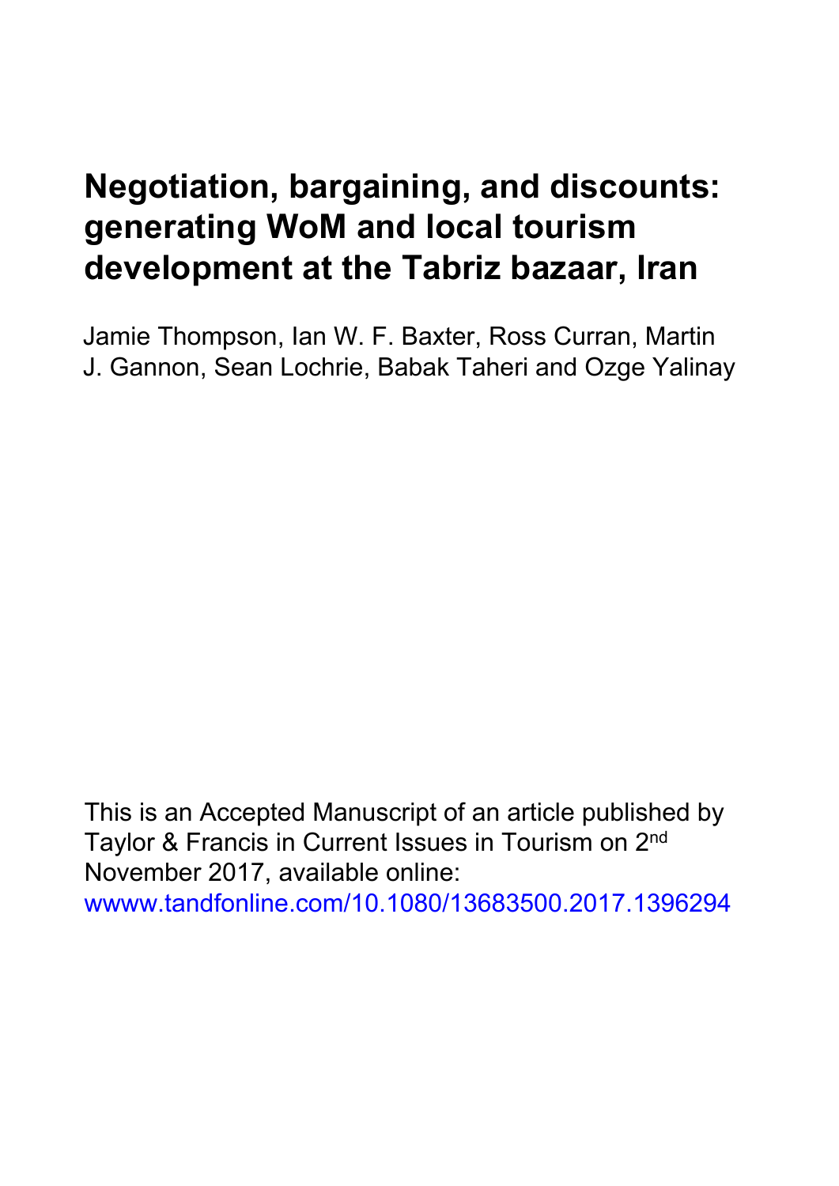# Negotiation, bargaining, and discounts: generating WoM and local tourism development at the Tabriz bazaar, Iran

Jamie Thompson, Ian W. F. Baxter, Ross Curran, Martin J. Gannon, Sean Lochrie, Babak Taheri and Ozge Yalinay

This is an Accepted Manuscript of an article published by Taylor & Francis in Current Issues in Tourism on 2nd November 2017, available online: wwww.tandfonline.com/10.1080/13683500.2017.1396294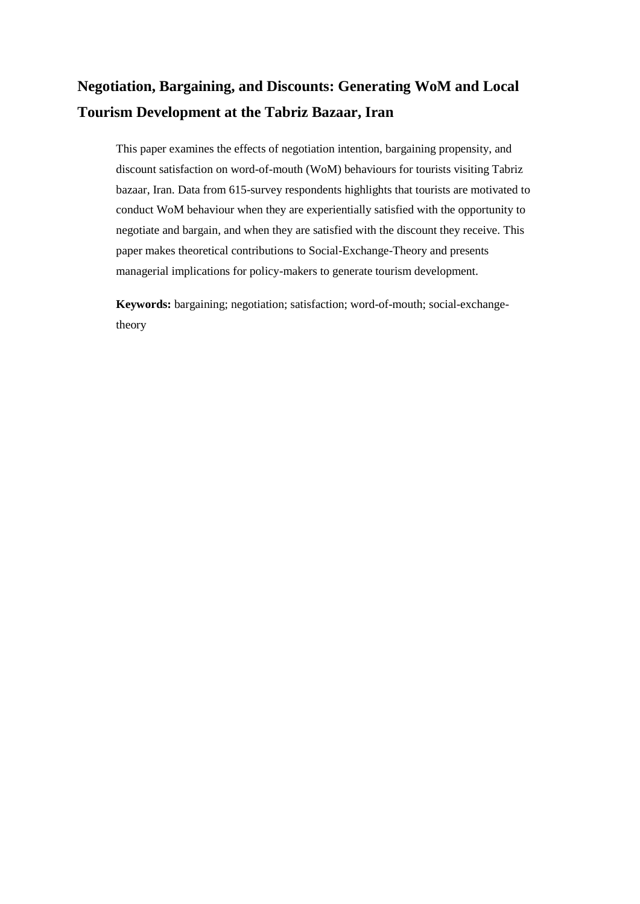# Negotiation, Bargaining, and Discounts: Generating WoM and Local Tourism Development at the Tabriz Bazaar, Iran

This paper examines the effects of negotiation intention, bargaining propensity, and discount satisfaction on word-of-mouth (WoM) behaviours for tourists visiting Tabriz bazaar, Iran. Data from 615-survey respondents highlights that tourists are motivated to conduct WoM behaviour when they are experientially satisfied with the opportunity to negotiate and bargain, and when they are satisfied with the discount they receive. This paper makes theoretical contributions to Social-Exchange-Theory and presents managerial implications for policy-makers to generate tourism development.

**Keywords:** bargaining; negotiation; satisfaction; word-of-mouth; social-exchange-theory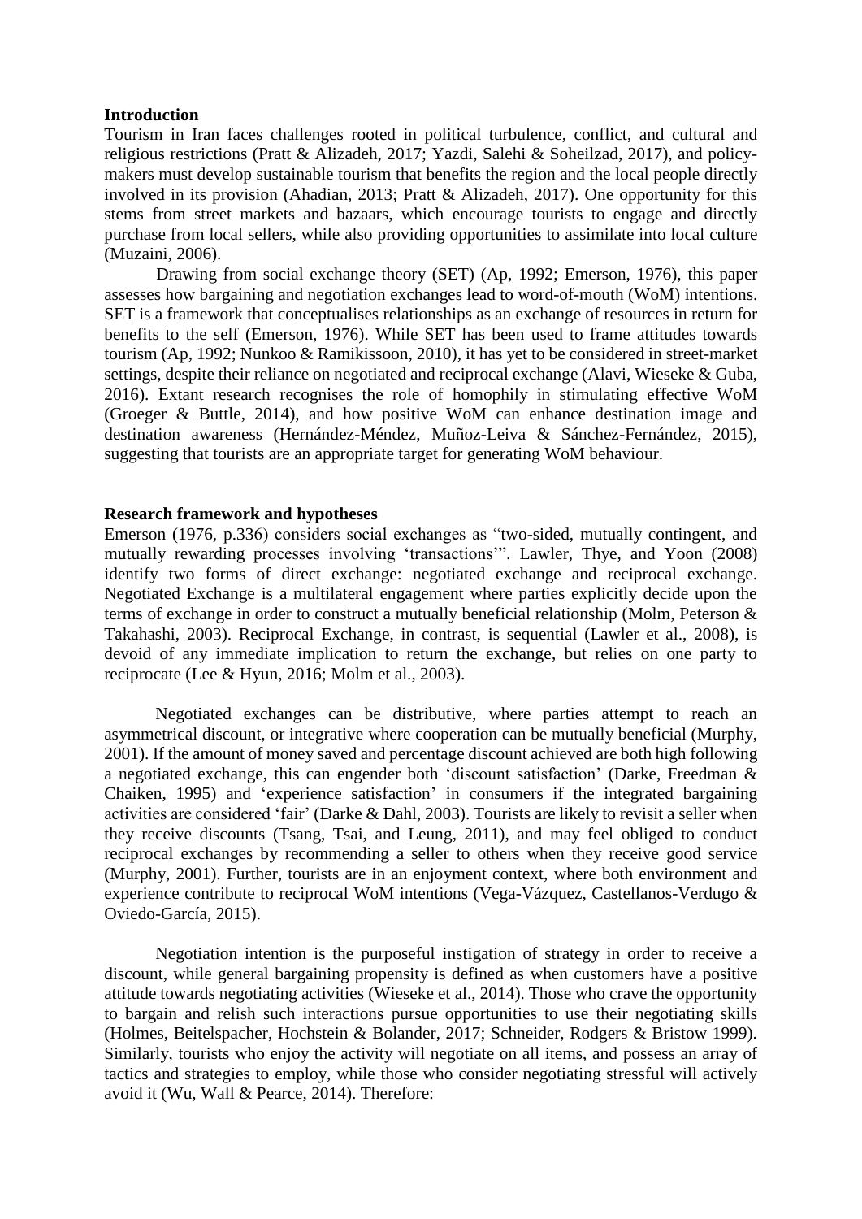**Introduction**

Tourism in Iran faces challenges rooted in political turbulence, conflict, and cultural and religious restrictions (Pratt & Alizadeh, 2017; Yazdi, Salehi & Soheilzad, 2017), and policy-makers must develop sustainable tourism that benefits the region and the local people directly involved in its provision (Ahadian, 2013; Pratt & Alizadeh, 2017). One opportunity for this stems from street markets and bazaars, which encourage tourists to engage and directly purchase from local sellers, while also providing opportunities to assimilate into local culture (Muzaini, 2006).

Drawing from social exchange theory (SET) (Ap, 1992; Emerson, 1976), this paper assesses how bargaining and negotiation exchanges lead to word-of-mouth (WoM) intentions. SET is a framework that conceptualises relationships as an exchange of resources in return for benefits to the self (Emerson, 1976). While SET has been used to frame attitudes towards tourism (Ap, 1992; Nunkoo & Ramikissoon, 2010), it has yet to be considered in street-market settings, despite their reliance on negotiated and reciprocal exchange (Alavi, Wieseke & Guba, 2016). Extant research recognises the role of homophily in stimulating effective WoM (Groeger & Buttle, 2014), and how positive WoM can enhance destination image and destination awareness (Hernández-Méndez, Muñoz-Leiva & Sánchez-Fernández, 2015), suggesting that tourists are an appropriate target for generating WoM behaviour.

**Research framework and hypotheses**

Emerson (1976, p.336) considers social exchanges as "two-sided, mutually contingent, and mutually rewarding processes involving 'transactions'". Lawler, Thye, and Yoon (2008) identify two forms of direct exchange: negotiated exchange and reciprocal exchange. Negotiated Exchange is a multilateral engagement where parties explicitly decide upon the terms of exchange in order to construct a mutually beneficial relationship (Molm, Peterson & Takahashi, 2003). Reciprocal Exchange, in contrast, is sequential (Lawler et al., 2008), is devoid of any immediate implication to return the exchange, but relies on one party to reciprocate (Lee & Hyun, 2016; Molm et al., 2003).

Negotiated exchanges can be distributive, where parties attempt to reach an asymmetrical discount, or integrative where cooperation can be mutually beneficial (Murphy, 2001). If the amount of money saved and percentage discount achieved are both high following a negotiated exchange, this can engender both 'discount satisfaction' (Darke, Freedman & Chaiken, 1995) and 'experience satisfaction' in consumers if the integrated bargaining activities are considered 'fair' (Darke & Dahl, 2003). Tourists are likely to revisit a seller when they receive discounts (Tsang, Tsai, and Leung, 2011), and may feel obliged to conduct reciprocal exchanges by recommending a seller to others when they receive good service (Murphy, 2001). Further, tourists are in an enjoyment context, where both environment and experience contribute to reciprocal WoM intentions (Vega-Vázquez, Castellanos-Verdugo & Oviedo-García, 2015).

Negotiation intention is the purposeful instigation of strategy in order to receive a discount, while general bargaining propensity is defined as when customers have a positive attitude towards negotiating activities (Wieseke et al., 2014). Those who crave the opportunity to bargain and relish such interactions pursue opportunities to use their negotiating skills (Holmes, Beitelspacher, Hochstein & Bolander, 2017; Schneider, Rodgers & Bristow 1999). Similarly, tourists who enjoy the activity will negotiate on all items, and possess an array of tactics and strategies to employ, while those who consider negotiating stressful will actively avoid it (Wu, Wall & Pearce, 2014). Therefore: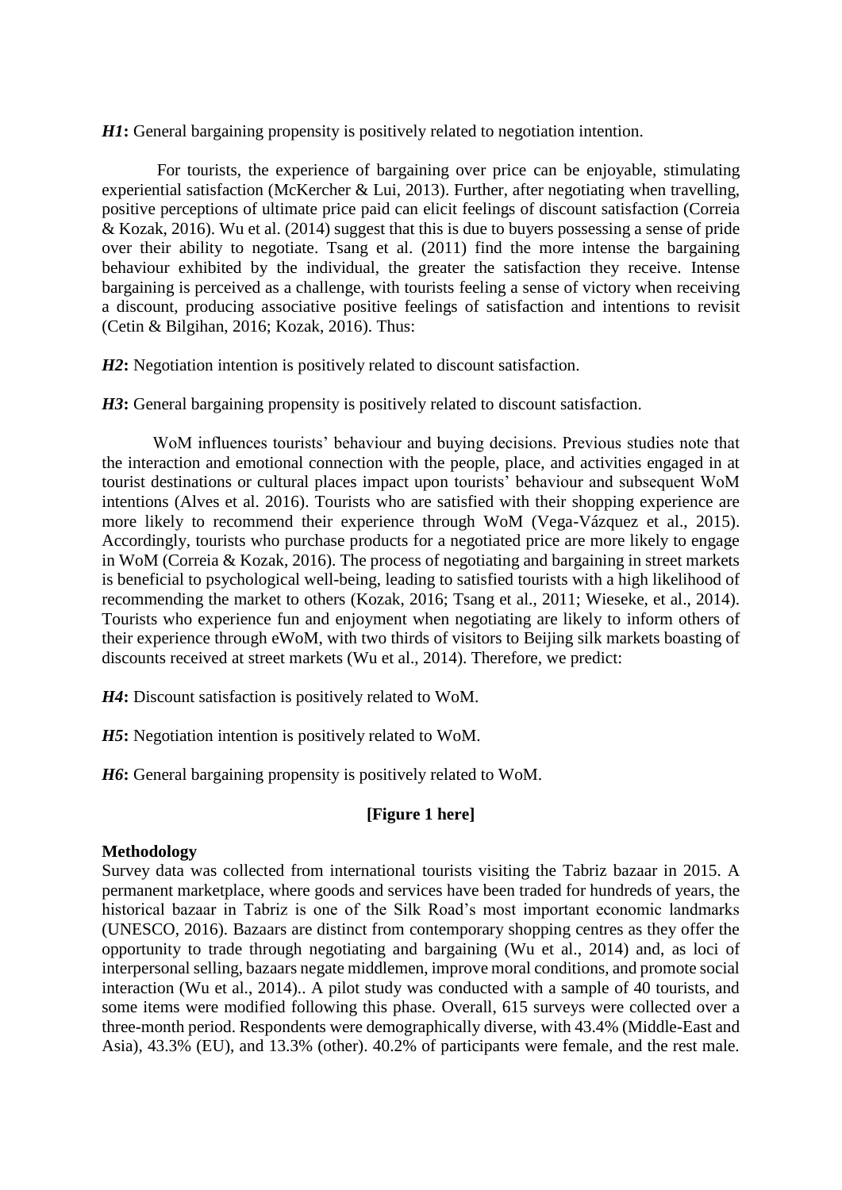***H1*:** General bargaining propensity is positively related to negotiation intention.

For tourists, the experience of bargaining over price can be enjoyable, stimulating experiential satisfaction (McKercher & Lui, 2013). Further, after negotiating when travelling, positive perceptions of ultimate price paid can elicit feelings of discount satisfaction (Correia & Kozak, 2016). Wu et al. (2014) suggest that this is due to buyers possessing a sense of pride over their ability to negotiate. Tsang et al. (2011) find the more intense the bargaining behaviour exhibited by the individual, the greater the satisfaction they receive. Intense bargaining is perceived as a challenge, with tourists feeling a sense of victory when receiving a discount, producing associative positive feelings of satisfaction and intentions to revisit (Cetin & Bilgihan, 2016; Kozak, 2016). Thus:

***H2*:** Negotiation intention is positively related to discount satisfaction.

***H3*:** General bargaining propensity is positively related to discount satisfaction.

WoM influences tourists' behaviour and buying decisions. Previous studies note that the interaction and emotional connection with the people, place, and activities engaged in at tourist destinations or cultural places impact upon tourists' behaviour and subsequent WoM intentions (Alves et al. 2016). Tourists who are satisfied with their shopping experience are more likely to recommend their experience through WoM (Vega-Vázquez et al., 2015). Accordingly, tourists who purchase products for a negotiated price are more likely to engage in WoM (Correia & Kozak, 2016). The process of negotiating and bargaining in street markets is beneficial to psychological well-being, leading to satisfied tourists with a high likelihood of recommending the market to others (Kozak, 2016; Tsang et al., 2011; Wieseke, et al., 2014). Tourists who experience fun and enjoyment when negotiating are likely to inform others of their experience through eWoM, with two thirds of visitors to Beijing silk markets boasting of discounts received at street markets (Wu et al., 2014). Therefore, we predict:

***H4*:** Discount satisfaction is positively related to WoM.

***H5*:** Negotiation intention is positively related to WoM.

***H6*:** General bargaining propensity is positively related to WoM.

**[Figure 1 here]**

**Methodology**

Survey data was collected from international tourists visiting the Tabriz bazaar in 2015. A permanent marketplace, where goods and services have been traded for hundreds of years, the historical bazaar in Tabriz is one of the Silk Road's most important economic landmarks (UNESCO, 2016). Bazaars are distinct from contemporary shopping centres as they offer the opportunity to trade through negotiating and bargaining (Wu et al., 2014) and, as loci of interpersonal selling, bazaars negate middlemen, improve moral conditions, and promote social interaction (Wu et al., 2014).. A pilot study was conducted with a sample of 40 tourists, and some items were modified following this phase. Overall, 615 surveys were collected over a three-month period. Respondents were demographically diverse, with 43.4% (Middle-East and Asia), 43.3% (EU), and 13.3% (other). 40.2% of participants were female, and the rest male.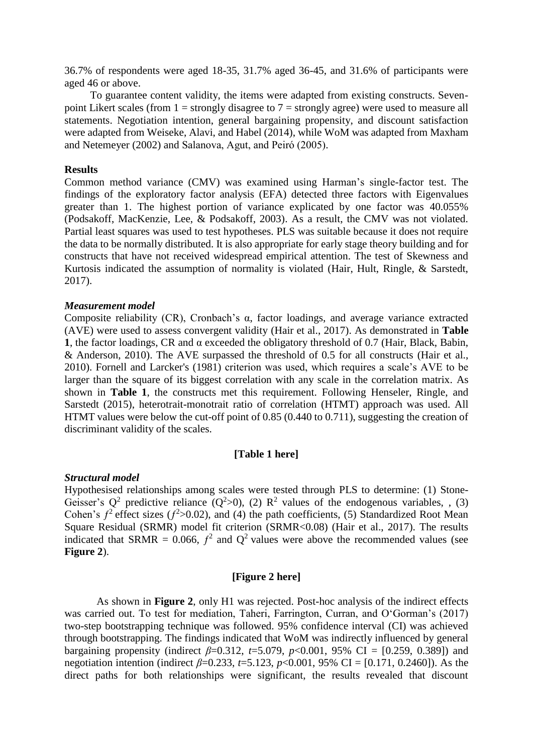36.7% of respondents were aged 18-35, 31.7% aged 36-45, and 31.6% of participants were aged 46 or above.

To guarantee content validity, the items were adapted from existing constructs. Seven-point Likert scales (from 1 = strongly disagree to 7 = strongly agree) were used to measure all statements. Negotiation intention, general bargaining propensity, and discount satisfaction were adapted from Weiseke, Alavi, and Habel (2014), while WoM was adapted from Maxham and Netemeyer (2002) and Salanova, Agut, and Peiró (2005).

## Results

Common method variance (CMV) was examined using Harman's single-factor test. The findings of the exploratory factor analysis (EFA) detected three factors with Eigenvalues greater than 1. The highest portion of variance explicated by one factor was 40.055% (Podsakoff, MacKenzie, Lee, & Podsakoff, 2003). As a result, the CMV was not violated. Partial least squares was used to test hypotheses. PLS was suitable because it does not require the data to be normally distributed. It is also appropriate for early stage theory building and for constructs that have not received widespread empirical attention. The test of Skewness and Kurtosis indicated the assumption of normality is violated (Hair, Hult, Ringle, & Sarstedt, 2017).

### *Measurement model*

Composite reliability (CR), Cronbach's α, factor loadings, and average variance extracted (AVE) were used to assess convergent validity (Hair et al., 2017). As demonstrated in **Table 1**, the factor loadings, CR and α exceeded the obligatory threshold of 0.7 (Hair, Black, Babin, & Anderson, 2010). The AVE surpassed the threshold of 0.5 for all constructs (Hair et al., 2010). Fornell and Larcker's (1981) criterion was used, which requires a scale's AVE to be larger than the square of its biggest correlation with any scale in the correlation matrix. As shown in **Table 1**, the constructs met this requirement. Following Henseler, Ringle, and Sarstedt (2015), heterotrait-monotrait ratio of correlation (HTMT) approach was used. All HTMT values were below the cut-off point of 0.85 (0.440 to 0.711), suggesting the creation of discriminant validity of the scales.

**[Table 1 here]**

### *Structural model*

Hypothesised relationships among scales were tested through PLS to determine: (1) Stone-Geisser's $Q^2$ predictive reliance ($Q^2$>0), (2) $R^2$ values of the endogenous variables, , (3) Cohen's $f^2$ effect sizes ($f^2$>0.02), and (4) the path coefficients, (5) Standardized Root Mean Square Residual (SRMR) model fit criterion (SRMR<0.08) (Hair et al., 2017). The results indicated that SRMR = 0.066, $f^2$ and $Q^2$ values were above the recommended values (see **Figure 2**).

**[Figure 2 here]**

As shown in **Figure 2**, only H1 was rejected. Post-hoc analysis of the indirect effects was carried out. To test for mediation, Taheri, Farrington, Curran, and O'Gorman's (2017) two-step bootstrapping technique was followed. 95% confidence interval (CI) was achieved through bootstrapping. The findings indicated that WoM was indirectly influenced by general bargaining propensity (indirect $\beta$=0.312, $t$=5.079, $p$<0.001, 95% CI = [0.259, 0.389]) and negotiation intention (indirect $\beta$=0.233, $t$=5.123, $p$<0.001, 95% CI = [0.171, 0.2460]). As the direct paths for both relationships were significant, the results revealed that discount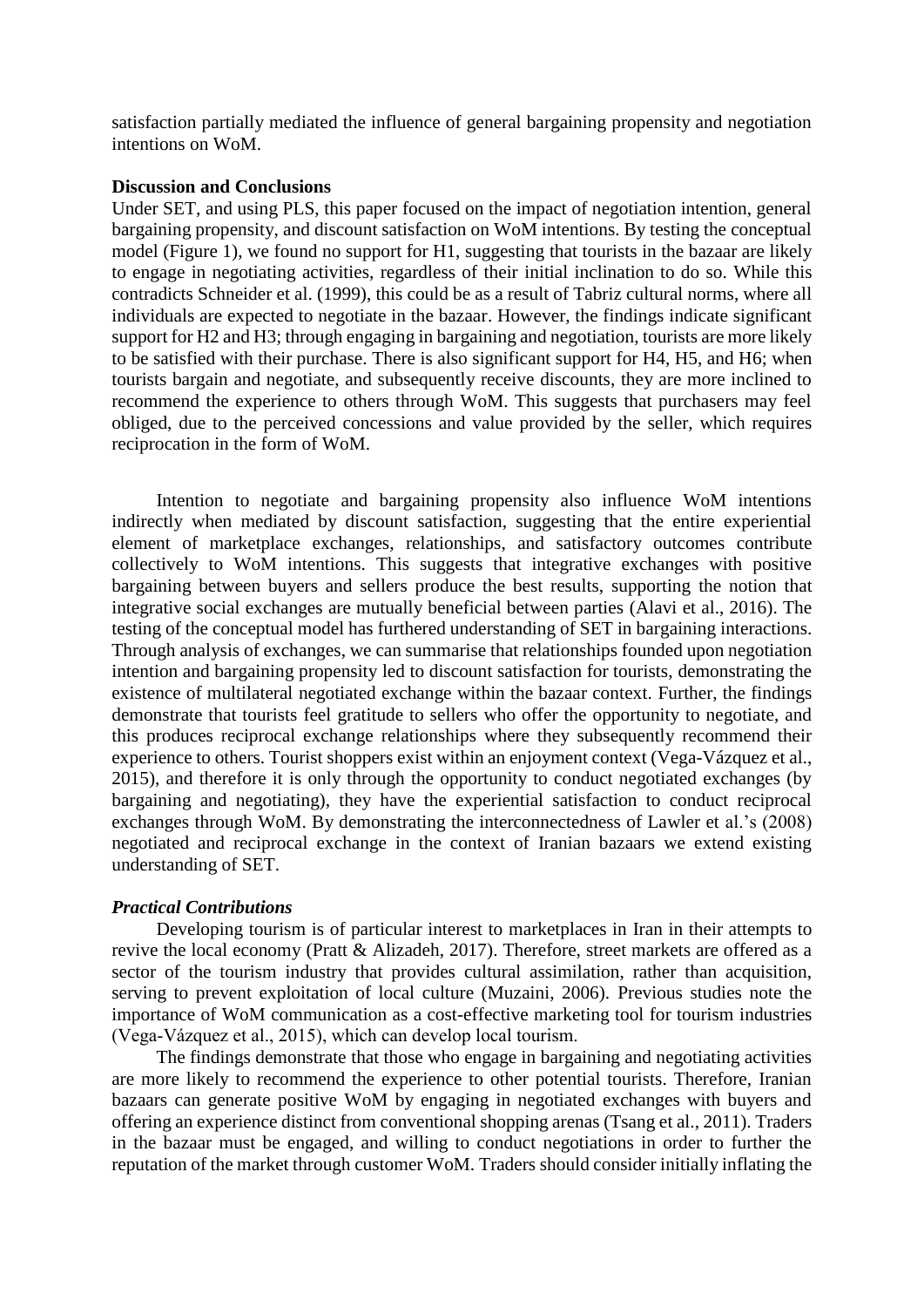satisfaction partially mediated the influence of general bargaining propensity and negotiation intentions on WoM.

**Discussion and Conclusions**

Under SET, and using PLS, this paper focused on the impact of negotiation intention, general bargaining propensity, and discount satisfaction on WoM intentions. By testing the conceptual model (Figure 1), we found no support for H1, suggesting that tourists in the bazaar are likely to engage in negotiating activities, regardless of their initial inclination to do so. While this contradicts Schneider et al. (1999), this could be as a result of Tabriz cultural norms, where all individuals are expected to negotiate in the bazaar. However, the findings indicate significant support for H2 and H3; through engaging in bargaining and negotiation, tourists are more likely to be satisfied with their purchase. There is also significant support for H4, H5, and H6; when tourists bargain and negotiate, and subsequently receive discounts, they are more inclined to recommend the experience to others through WoM. This suggests that purchasers may feel obliged, due to the perceived concessions and value provided by the seller, which requires reciprocation in the form of WoM.

Intention to negotiate and bargaining propensity also influence WoM intentions indirectly when mediated by discount satisfaction, suggesting that the entire experiential element of marketplace exchanges, relationships, and satisfactory outcomes contribute collectively to WoM intentions. This suggests that integrative exchanges with positive bargaining between buyers and sellers produce the best results, supporting the notion that integrative social exchanges are mutually beneficial between parties (Alavi et al., 2016). The testing of the conceptual model has furthered understanding of SET in bargaining interactions. Through analysis of exchanges, we can summarise that relationships founded upon negotiation intention and bargaining propensity led to discount satisfaction for tourists, demonstrating the existence of multilateral negotiated exchange within the bazaar context. Further, the findings demonstrate that tourists feel gratitude to sellers who offer the opportunity to negotiate, and this produces reciprocal exchange relationships where they subsequently recommend their experience to others. Tourist shoppers exist within an enjoyment context (Vega-Vázquez et al., 2015), and therefore it is only through the opportunity to conduct negotiated exchanges (by bargaining and negotiating), they have the experiential satisfaction to conduct reciprocal exchanges through WoM. By demonstrating the interconnectedness of Lawler et al.'s (2008) negotiated and reciprocal exchange in the context of Iranian bazaars we extend existing understanding of SET.

***Practical Contributions***

Developing tourism is of particular interest to marketplaces in Iran in their attempts to revive the local economy (Pratt & Alizadeh, 2017). Therefore, street markets are offered as a sector of the tourism industry that provides cultural assimilation, rather than acquisition, serving to prevent exploitation of local culture (Muzaini, 2006). Previous studies note the importance of WoM communication as a cost-effective marketing tool for tourism industries (Vega-Vázquez et al., 2015), which can develop local tourism.

The findings demonstrate that those who engage in bargaining and negotiating activities are more likely to recommend the experience to other potential tourists. Therefore, Iranian bazaars can generate positive WoM by engaging in negotiated exchanges with buyers and offering an experience distinct from conventional shopping arenas (Tsang et al., 2011). Traders in the bazaar must be engaged, and willing to conduct negotiations in order to further the reputation of the market through customer WoM. Traders should consider initially inflating the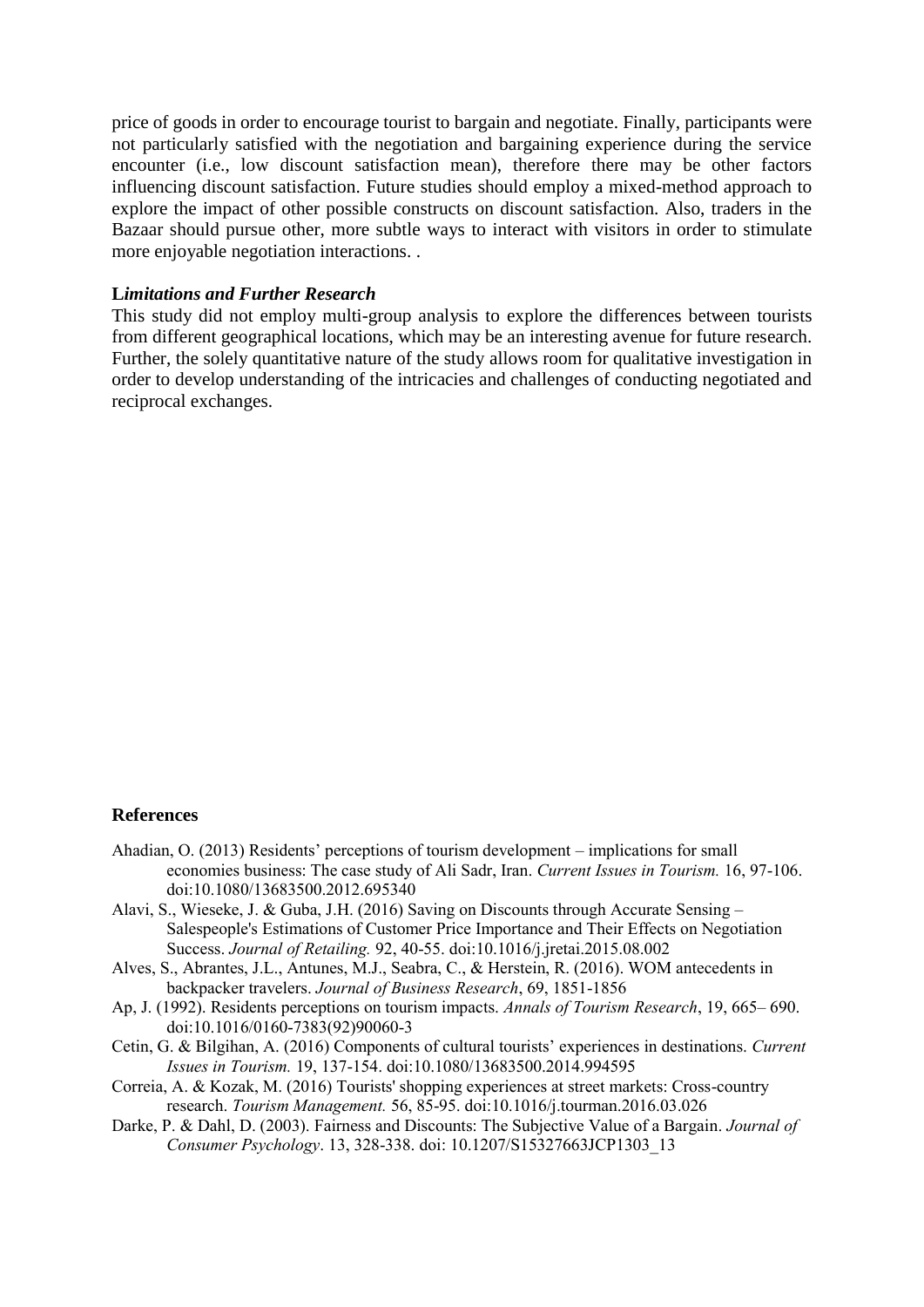price of goods in order to encourage tourist to bargain and negotiate. Finally, participants were not particularly satisfied with the negotiation and bargaining experience during the service encounter (i.e., low discount satisfaction mean), therefore there may be other factors influencing discount satisfaction. Future studies should employ a mixed-method approach to explore the impact of other possible constructs on discount satisfaction. Also, traders in the Bazaar should pursue other, more subtle ways to interact with visitors in order to stimulate more enjoyable negotiation interactions. .

### L*imitations and Further Research*

This study did not employ multi-group analysis to explore the differences between tourists from different geographical locations, which may be an interesting avenue for future research. Further, the solely quantitative nature of the study allows room for qualitative investigation in order to develop understanding of the intricacies and challenges of conducting negotiated and reciprocal exchanges.

## References

Ahadian, O. (2013) Residents' perceptions of tourism development – implications for small economies business: The case study of Ali Sadr, Iran. *Current Issues in Tourism.* 16, 97-106. doi:10.1080/13683500.2012.695340

Alavi, S., Wieseke, J. & Guba, J.H. (2016) Saving on Discounts through Accurate Sensing – Salespeople's Estimations of Customer Price Importance and Their Effects on Negotiation Success. *Journal of Retailing.* 92, 40-55. doi:10.1016/j.jretai.2015.08.002

Alves, S., Abrantes, J.L., Antunes, M.J., Seabra, C., & Herstein, R. (2016). WOM antecedents in backpacker travelers. *Journal of Business Research*, 69, 1851-1856

Ap, J. (1992). Residents perceptions on tourism impacts. *Annals of Tourism Research*, 19, 665– 690. doi:10.1016/0160-7383(92)90060-3

Cetin, G. & Bilgihan, A. (2016) Components of cultural tourists' experiences in destinations. *Current Issues in Tourism.* 19, 137-154. doi:10.1080/13683500.2014.994595

Correia, A. & Kozak, M. (2016) Tourists' shopping experiences at street markets: Cross-country research. *Tourism Management.* 56, 85-95. doi:10.1016/j.tourman.2016.03.026

Darke, P. & Dahl, D. (2003). Fairness and Discounts: The Subjective Value of a Bargain. *Journal of Consumer Psychology*. 13, 328-338. doi: 10.1207/S15327663JCP1303_13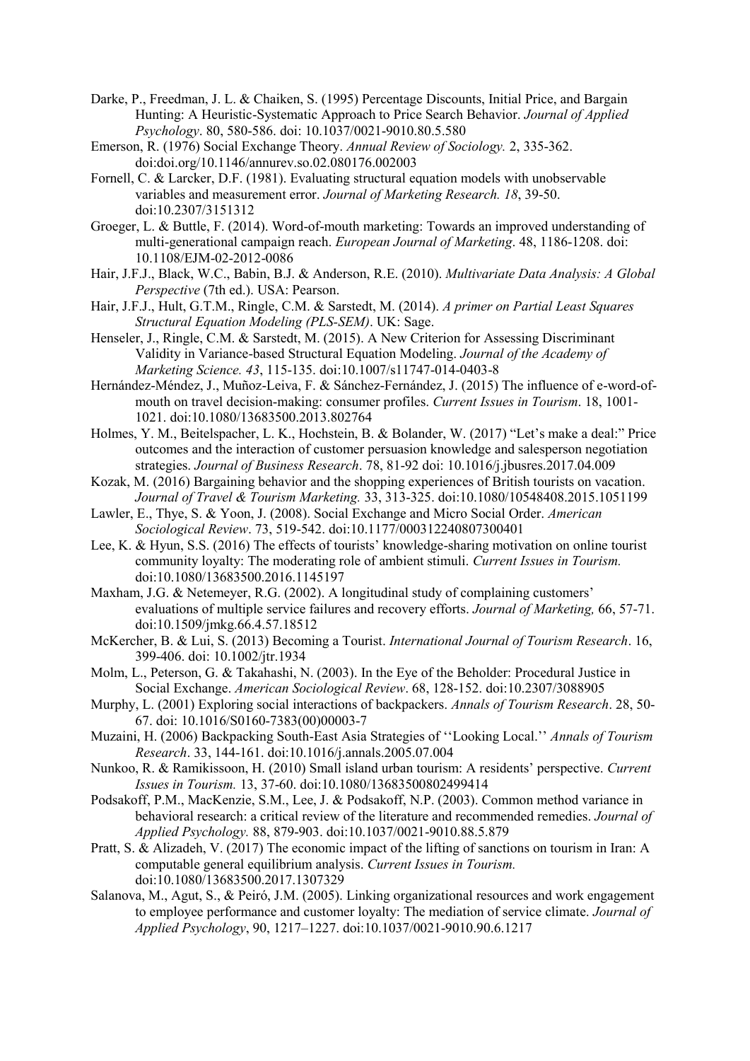Darke, P., Freedman, J. L. & Chaiken, S. (1995) Percentage Discounts, Initial Price, and Bargain Hunting: A Heuristic-Systematic Approach to Price Search Behavior. *Journal of Applied Psychology*. 80, 580-586. doi: 10.1037/0021-9010.80.5.580

Emerson, R. (1976) Social Exchange Theory. *Annual Review of Sociology.* 2, 335-362. doi:doi.org/10.1146/annurev.so.02.080176.002003

Fornell, C. & Larcker, D.F. (1981). Evaluating structural equation models with unobservable variables and measurement error. *Journal of Marketing Research. 18*, 39-50. doi:10.2307/3151312

Groeger, L. & Buttle, F. (2014). Word-of-mouth marketing: Towards an improved understanding of multi-generational campaign reach. *European Journal of Marketing*. 48, 1186-1208. doi: 10.1108/EJM-02-2012-0086

Hair, J.F.J., Black, W.C., Babin, B.J. & Anderson, R.E. (2010). *Multivariate Data Analysis: A Global Perspective* (7th ed.). USA: Pearson.

Hair, J.F.J., Hult, G.T.M., Ringle, C.M. & Sarstedt, M. (2014). *A primer on Partial Least Squares Structural Equation Modeling (PLS-SEM)*. UK: Sage.

Henseler, J., Ringle, C.M. & Sarstedt, M. (2015). A New Criterion for Assessing Discriminant Validity in Variance-based Structural Equation Modeling. *Journal of the Academy of Marketing Science. 43*, 115-135. doi:10.1007/s11747-014-0403-8

Hernández-Méndez, J., Muñoz-Leiva, F. & Sánchez-Fernández, J. (2015) The influence of e-word-of-mouth on travel decision-making: consumer profiles. *Current Issues in Tourism*. 18, 1001-1021. doi:10.1080/13683500.2013.802764

Holmes, Y. M., Beitelspacher, L. K., Hochstein, B. & Bolander, W. (2017) "Let's make a deal:" Price outcomes and the interaction of customer persuasion knowledge and salesperson negotiation strategies. *Journal of Business Research*. 78, 81-92 doi: 10.1016/j.jbusres.2017.04.009

Kozak, M. (2016) Bargaining behavior and the shopping experiences of British tourists on vacation. *Journal of Travel & Tourism Marketing.* 33, 313-325. doi:10.1080/10548408.2015.1051199

Lawler, E., Thye, S. & Yoon, J. (2008). Social Exchange and Micro Social Order. *American Sociological Review*. 73, 519-542. doi:10.1177/000312240807300401

Lee, K. & Hyun, S.S. (2016) The effects of tourists' knowledge-sharing motivation on online tourist community loyalty: The moderating role of ambient stimuli. *Current Issues in Tourism.* doi:10.1080/13683500.2016.1145197

Maxham, J.G. & Netemeyer, R.G. (2002). A longitudinal study of complaining customers' evaluations of multiple service failures and recovery efforts. *Journal of Marketing,* 66, 57-71. doi:10.1509/jmkg.66.4.57.18512

McKercher, B. & Lui, S. (2013) Becoming a Tourist. *International Journal of Tourism Research*. 16, 399-406. doi: 10.1002/jtr.1934

Molm, L., Peterson, G. & Takahashi, N. (2003). In the Eye of the Beholder: Procedural Justice in Social Exchange. *American Sociological Review*. 68, 128-152. doi:10.2307/3088905

Murphy, L. (2001) Exploring social interactions of backpackers. *Annals of Tourism Research*. 28, 50-67. doi: 10.1016/S0160-7383(00)00003-7

Muzaini, H. (2006) Backpacking South-East Asia Strategies of ''Looking Local.'' *Annals of Tourism Research*. 33, 144-161. doi:10.1016/j.annals.2005.07.004

Nunkoo, R. & Ramikissoon, H. (2010) Small island urban tourism: A residents' perspective. *Current Issues in Tourism.* 13, 37-60. doi:10.1080/13683500802499414

Podsakoff, P.M., MacKenzie, S.M., Lee, J. & Podsakoff, N.P. (2003). Common method variance in behavioral research: a critical review of the literature and recommended remedies. *Journal of Applied Psychology.* 88, 879-903. doi:10.1037/0021-9010.88.5.879

Pratt, S. & Alizadeh, V. (2017) The economic impact of the lifting of sanctions on tourism in Iran: A computable general equilibrium analysis. *Current Issues in Tourism.* doi:10.1080/13683500.2017.1307329

Salanova, M., Agut, S., & Peiró, J.M. (2005). Linking organizational resources and work engagement to employee performance and customer loyalty: The mediation of service climate. *Journal of Applied Psychology*, 90, 1217–1227. doi:10.1037/0021-9010.90.6.1217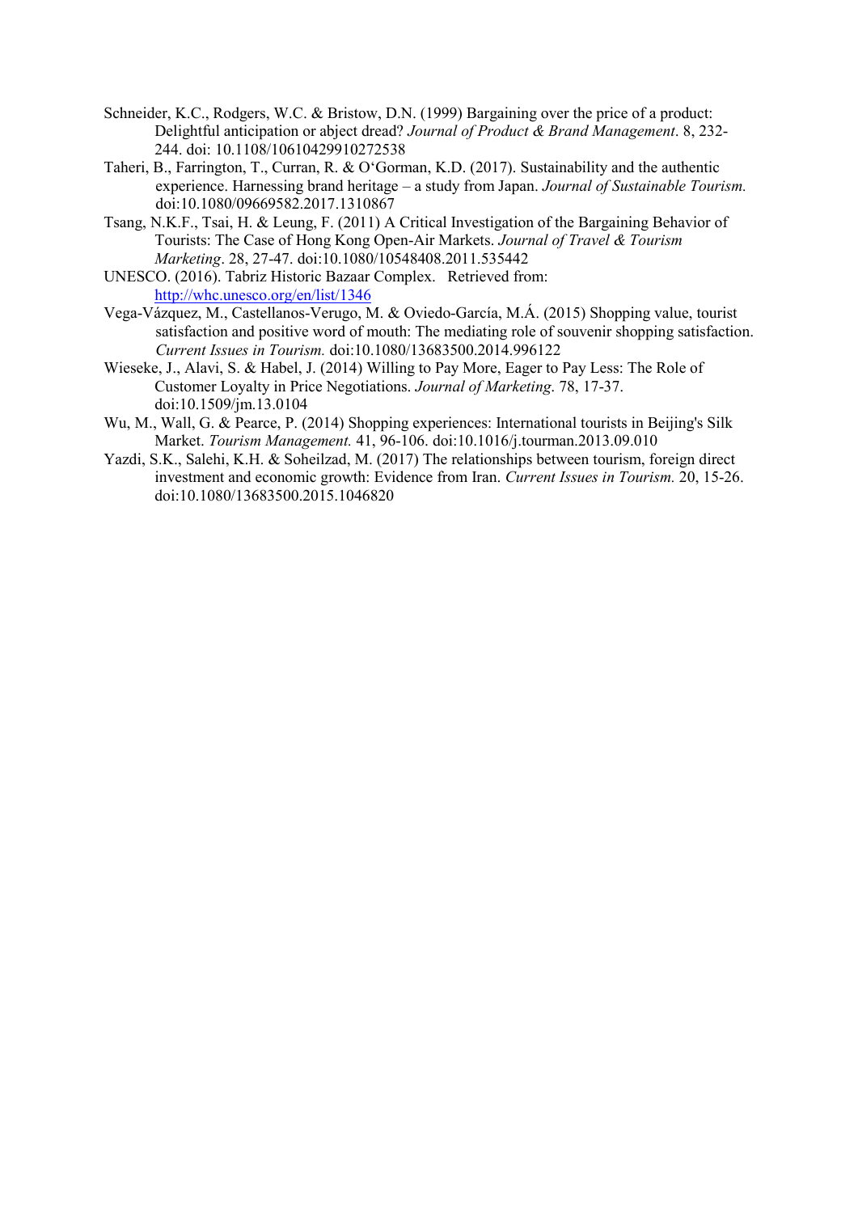Schneider, K.C., Rodgers, W.C. & Bristow, D.N. (1999) Bargaining over the price of a product: Delightful anticipation or abject dread? *Journal of Product & Brand Management*. 8, 232-244. doi: 10.1108/10610429910272538

Taheri, B., Farrington, T., Curran, R. & O'Gorman, K.D. (2017). Sustainability and the authentic experience. Harnessing brand heritage – a study from Japan. *Journal of Sustainable Tourism.* doi:10.1080/09669582.2017.1310867

Tsang, N.K.F., Tsai, H. & Leung, F. (2011) A Critical Investigation of the Bargaining Behavior of Tourists: The Case of Hong Kong Open-Air Markets. *Journal of Travel & Tourism Marketing*. 28, 27-47. doi:10.1080/10548408.2011.535442

UNESCO. (2016). Tabriz Historic Bazaar Complex. Retrieved from: http://whc.unesco.org/en/list/1346

Vega-Vázquez, M., Castellanos-Verugo, M. & Oviedo-García, M.Á. (2015) Shopping value, tourist satisfaction and positive word of mouth: The mediating role of souvenir shopping satisfaction. *Current Issues in Tourism.* doi:10.1080/13683500.2014.996122

Wieseke, J., Alavi, S. & Habel, J. (2014) Willing to Pay More, Eager to Pay Less: The Role of Customer Loyalty in Price Negotiations. *Journal of Marketing*. 78, 17-37. doi:10.1509/jm.13.0104

Wu, M., Wall, G. & Pearce, P. (2014) Shopping experiences: International tourists in Beijing's Silk Market. *Tourism Management.* 41, 96-106. doi:10.1016/j.tourman.2013.09.010

Yazdi, S.K., Salehi, K.H. & Soheilzad, M. (2017) The relationships between tourism, foreign direct investment and economic growth: Evidence from Iran. *Current Issues in Tourism.* 20, 15-26. doi:10.1080/13683500.2015.1046820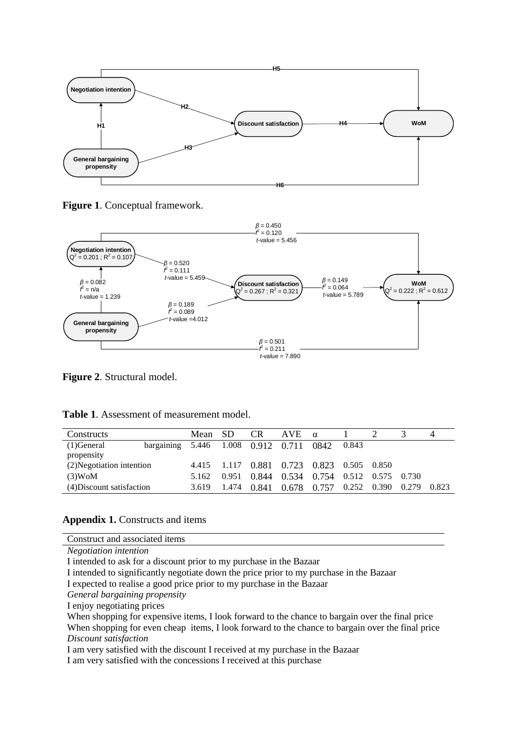**Figure 1**. Conceptual framework.

**Figure 2**. Structural model.

**Table 1**. Assessment of measurement model.

| Constructs | Mean | SD | CR | AVE | α | 1 | 2 | 3 | 4 |
|---|---|---|---|---|---|---|---|---|---|
| (1)General bargaining propensity | 5.446 | 1.008 | 0.912 | 0.711 | 0842 | 0.843 | | | |
| (2)Negotiation intention | 4.415 | 1.117 | 0.881 | 0.723 | 0.823 | 0.505 | 0.850 | | |
| (3)WoM | 5.162 | 0.951 | 0.844 | 0.534 | 0.754 | 0.512 | 0.575 | 0.730 | |
| (4)Discount satisfaction | 3.619 | 1.474 | 0.841 | 0.678 | 0.757 | 0.252 | 0.390 | 0.279 | 0.823 |

## Appendix 1. Constructs and items

| Construct and associated items |
|---|
| *Negotiation intention* |
| I intended to ask for a discount prior to my purchase in the Bazaar |
| I intended to significantly negotiate down the price prior to my purchase in the Bazaar |
| I expected to realise a good price prior to my purchase in the Bazaar |
| *General bargaining propensity* |
| I enjoy negotiating prices |
| When shopping for expensive items, I look forward to the chance to bargain over the final price |
| When shopping for even cheap items, I look forward to the chance to bargain over the final price |
| *Discount satisfaction* |
| I am very satisfied with the discount I received at my purchase in the Bazaar |
| I am very satisfied with the concessions I received at this purchase |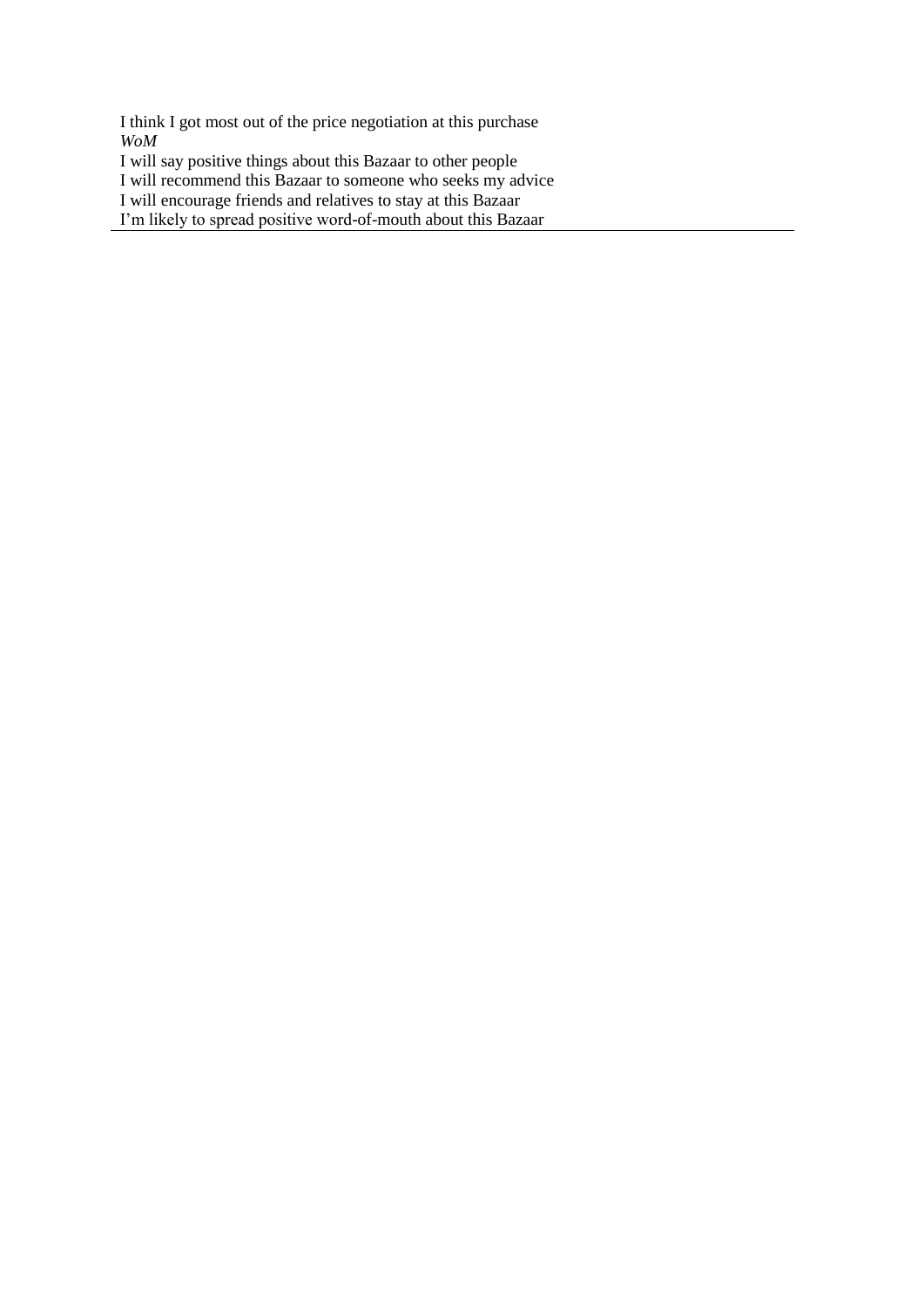I think I got most out of the price negotiation at this purchase

*WoM*

I will say positive things about this Bazaar to other people

I will recommend this Bazaar to someone who seeks my advice

I will encourage friends and relatives to stay at this Bazaar

I'm likely to spread positive word-of-mouth about this Bazaar